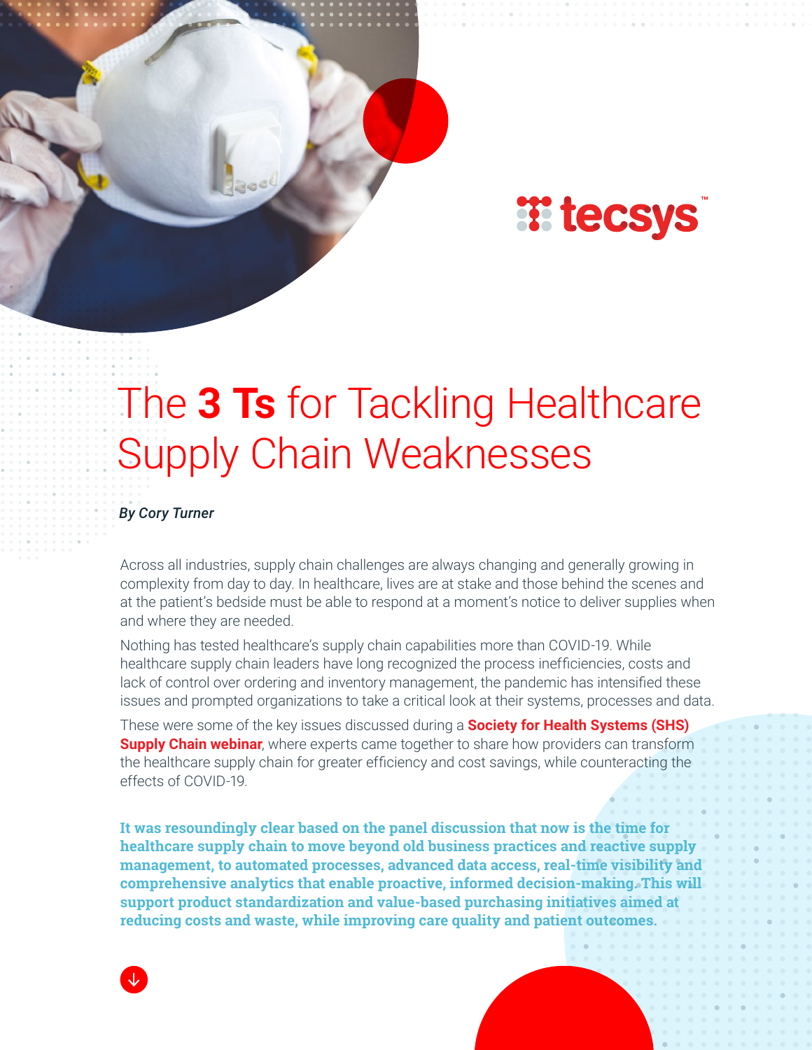# The **3 Ts** for Tackling Healthcare Supply Chain Weaknesses

***By Cory Turner***

Across all industries, supply chain challenges are always changing and generally growing in complexity from day to day. In healthcare, lives are at stake and those behind the scenes and at the patient's bedside must be able to respond at a moment's notice to deliver supplies when and where they are needed.

Nothing has tested healthcare's supply chain capabilities more than COVID-19. While healthcare supply chain leaders have long recognized the process inefficiencies, costs and lack of control over ordering and inventory management, the pandemic has intensified these issues and prompted organizations to take a critical look at their systems, processes and data.

These were some of the key issues discussed during a **Society for Health Systems (SHS) Supply Chain webinar**, where experts came together to share how providers can transform the healthcare supply chain for greater efficiency and cost savings, while counteracting the effects of COVID-19.

**It was resoundingly clear based on the panel discussion that now is the time for healthcare supply chain to move beyond old business practices and reactive supply management, to automated processes, advanced data access, real-time visibility and comprehensive analytics that enable proactive, informed decision-making. This will support product standardization and value-based purchasing initiatives aimed at reducing costs and waste, while improving care quality and patient outcomes.**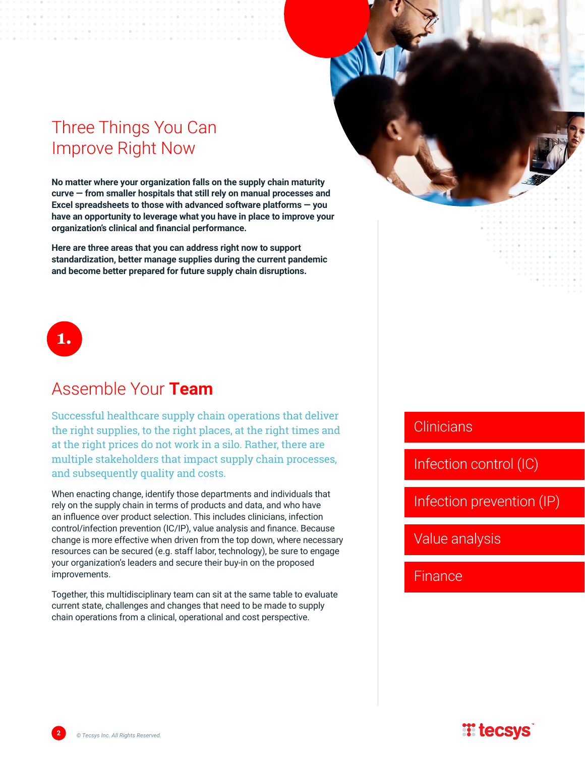# Three Things You Can Improve Right Now

**No matter where your organization falls on the supply chain maturity curve — from smaller hospitals that still rely on manual processes and Excel spreadsheets to those with advanced software platforms — you have an opportunity to leverage what you have in place to improve your organization's clinical and financial performance.**

**Here are three areas that you can address right now to support standardization, better manage supplies during the current pandemic and become better prepared for future supply chain disruptions.**

**1.**

## Assemble Your **Team**

Successful healthcare supply chain operations that deliver the right supplies, to the right places, at the right times and at the right prices do not work in a silo. Rather, there are multiple stakeholders that impact supply chain processes, and subsequently quality and costs.

When enacting change, identify those departments and individuals that rely on the supply chain in terms of products and data, and who have an influence over product selection. This includes clinicians, infection control/infection prevention (IC/IP), value analysis and finance. Because change is more effective when driven from the top down, where necessary resources can be secured (e.g. staff labor, technology), be sure to engage your organization's leaders and secure their buy-in on the proposed improvements.

Together, this multidisciplinary team can sit at the same table to evaluate current state, challenges and changes that need to be made to supply chain operations from a clinical, operational and cost perspective.

- Clinicians
- Infection control (IC)
- Infection prevention (IP)
- Value analysis
- Finance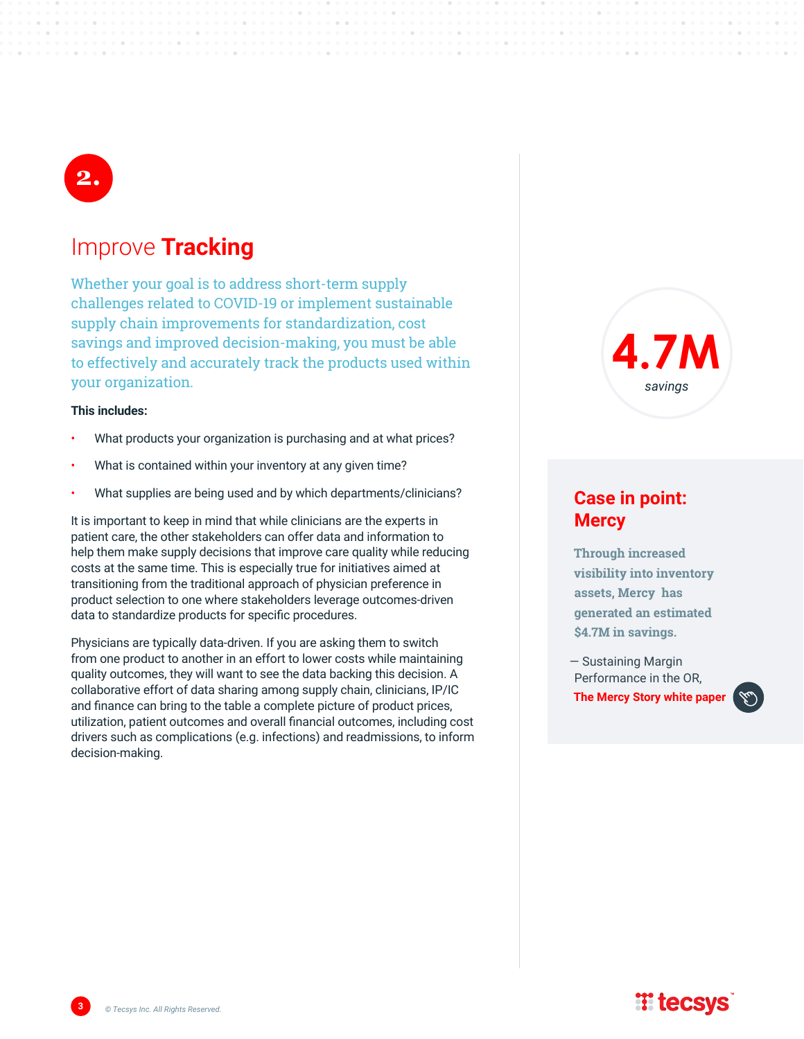2.

## Improve **Tracking**

Whether your goal is to address short-term supply challenges related to COVID-19 or implement sustainable supply chain improvements for standardization, cost savings and improved decision-making, you must be able to effectively and accurately track the products used within your organization.

**This includes:**

- What products your organization is purchasing and at what prices?
- What is contained within your inventory at any given time?
- What supplies are being used and by which departments/clinicians?

It is important to keep in mind that while clinicians are the experts in patient care, the other stakeholders can offer data and information to help them make supply decisions that improve care quality while reducing costs at the same time. This is especially true for initiatives aimed at transitioning from the traditional approach of physician preference in product selection to one where stakeholders leverage outcomes-driven data to standardize products for specific procedures.

Physicians are typically data-driven. If you are asking them to switch from one product to another in an effort to lower costs while maintaining quality outcomes, they will want to see the data backing this decision. A collaborative effort of data sharing among supply chain, clinicians, IP/IC and finance can bring to the table a complete picture of product prices, utilization, patient outcomes and overall financial outcomes, including cost drivers such as complications (e.g. infections) and readmissions, to inform decision-making.

**4.7M**
*savings*

### Case in point: Mercy

**Through increased visibility into inventory assets, Mercy has generated an estimated $4.7M in savings.**

— Sustaining Margin Performance in the OR, **The Mercy Story white paper**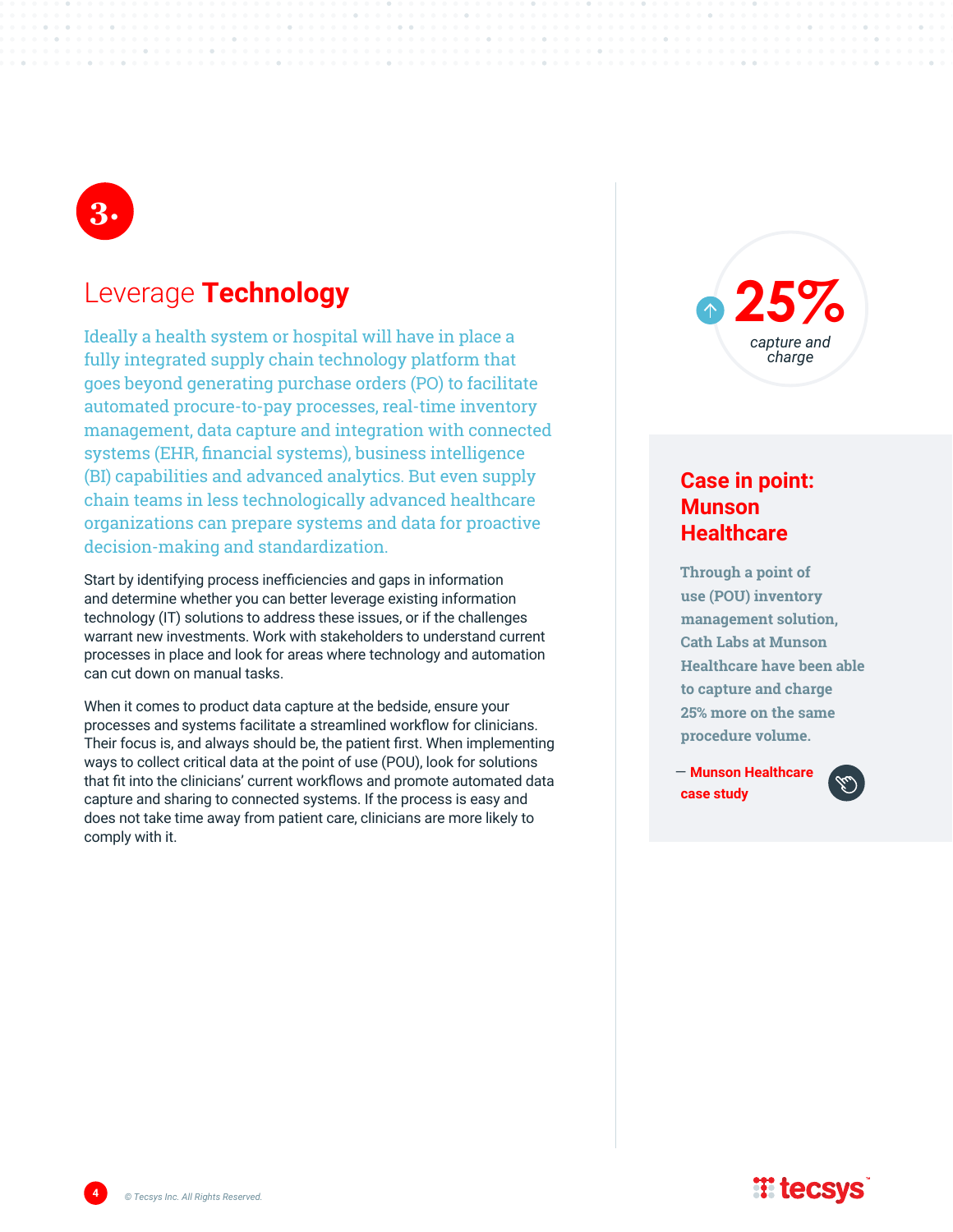3.

## Leverage **Technology**

Ideally a health system or hospital will have in place a fully integrated supply chain technology platform that goes beyond generating purchase orders (PO) to facilitate automated procure-to-pay processes, real-time inventory management, data capture and integration with connected systems (EHR, financial systems), business intelligence (BI) capabilities and advanced analytics. But even supply chain teams in less technologically advanced healthcare organizations can prepare systems and data for proactive decision-making and standardization.

Start by identifying process inefficiencies and gaps in information and determine whether you can better leverage existing information technology (IT) solutions to address these issues, or if the challenges warrant new investments. Work with stakeholders to understand current processes in place and look for areas where technology and automation can cut down on manual tasks.

When it comes to product data capture at the bedside, ensure your processes and systems facilitate a streamlined workflow for clinicians. Their focus is, and always should be, the patient first. When implementing ways to collect critical data at the point of use (POU), look for solutions that fit into the clinicians' current workflows and promote automated data capture and sharing to connected systems. If the process is easy and does not take time away from patient care, clinicians are more likely to comply with it.

**25%**
*capture and charge*

### Case in point: Munson Healthcare

**Through a point of use (POU) inventory management solution, Cath Labs at Munson Healthcare have been able to capture and charge 25% more on the same procedure volume.**

— **Munson Healthcare case study**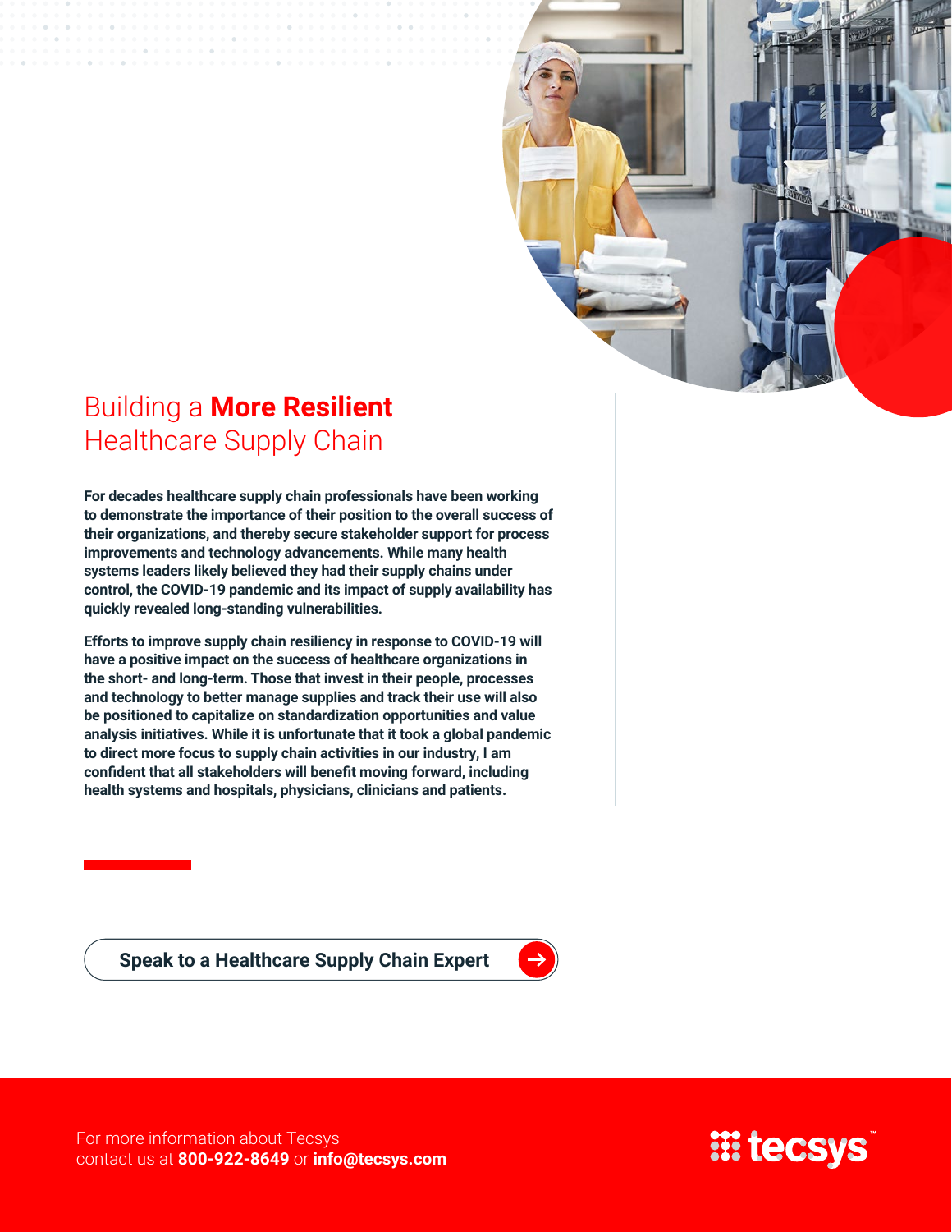# Building a **More Resilient** Healthcare Supply Chain

**For decades healthcare supply chain professionals have been working to demonstrate the importance of their position to the overall success of their organizations, and thereby secure stakeholder support for process improvements and technology advancements. While many health systems leaders likely believed they had their supply chains under control, the COVID-19 pandemic and its impact of supply availability has quickly revealed long-standing vulnerabilities.**

**Efforts to improve supply chain resiliency in response to COVID-19 will have a positive impact on the success of healthcare organizations in the short- and long-term. Those that invest in their people, processes and technology to better manage supplies and track their use will also be positioned to capitalize on standardization opportunities and value analysis initiatives. While it is unfortunate that it took a global pandemic to direct more focus to supply chain activities in our industry, I am confident that all stakeholders will benefit moving forward, including health systems and hospitals, physicians, clinicians and patients.**

**Speak to a Healthcare Supply Chain Expert**

For more information about Tecsys contact us at **800-922-8649** or **info@tecsys.com**

tecsys™